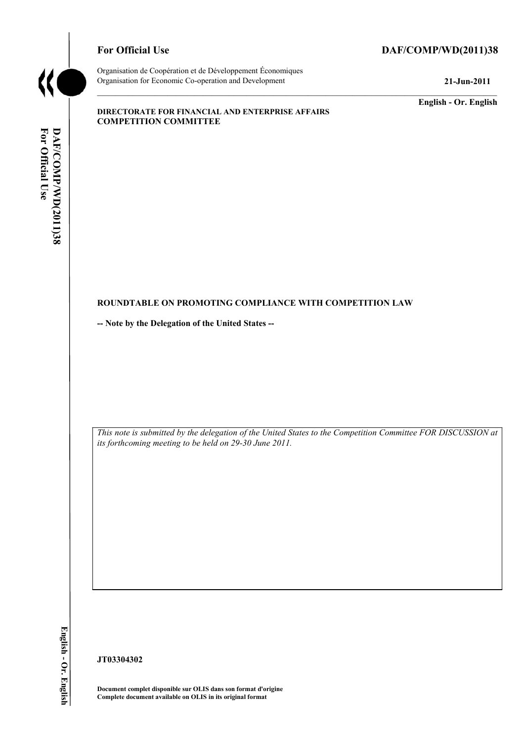**For Official Use** **DAF/COMP/WD(2011)38**

Organisation de Coopération et de Développement Économiques
Organisation for Economic Co-operation and Development **21-Jun-2011**

**English - Or. English**

**DIRECTORATE FOR FINANCIAL AND ENTERPRISE AFFAIRS**
**COMPETITION COMMITTEE**

**ROUNDTABLE ON PROMOTING COMPLIANCE WITH COMPETITION LAW**

**-- Note by the Delegation of the United States --**

*This note is submitted by the delegation of the United States to the Competition Committee FOR DISCUSSION at its forthcoming meeting to be held on 29-30 June 2011.*

**JT03304302**

**Document complet disponible sur OLIS dans son format d'origine**
**Complete document available on OLIS in its original format**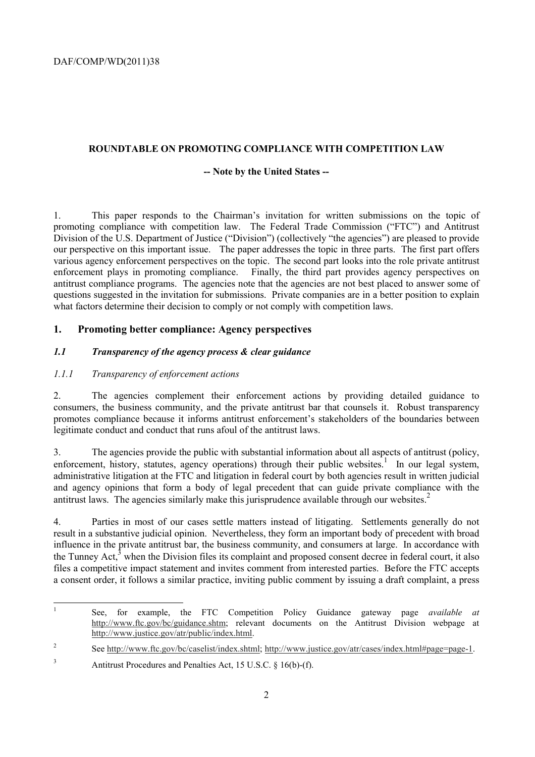## ROUNDTABLE ON PROMOTING COMPLIANCE WITH COMPETITION LAW

### -- Note by the United States --

1. This paper responds to the Chairman's invitation for written submissions on the topic of promoting compliance with competition law. The Federal Trade Commission ("FTC") and Antitrust Division of the U.S. Department of Justice ("Division") (collectively "the agencies") are pleased to provide our perspective on this important issue. The paper addresses the topic in three parts. The first part offers various agency enforcement perspectives on the topic. The second part looks into the role private antitrust enforcement plays in promoting compliance. Finally, the third part provides agency perspectives on antitrust compliance programs. The agencies note that the agencies are not best placed to answer some of questions suggested in the invitation for submissions. Private companies are in a better position to explain what factors determine their decision to comply or not comply with competition laws.

## 1. Promoting better compliance: Agency perspectives

### *1.1 Transparency of the agency process & clear guidance*

#### *1.1.1 Transparency of enforcement actions*

2. The agencies complement their enforcement actions by providing detailed guidance to consumers, the business community, and the private antitrust bar that counsels it. Robust transparency promotes compliance because it informs antitrust enforcement's stakeholders of the boundaries between legitimate conduct and conduct that runs afoul of the antitrust laws.

3. The agencies provide the public with substantial information about all aspects of antitrust (policy, enforcement, history, statutes, agency operations) through their public websites.[1] In our legal system, administrative litigation at the FTC and litigation in federal court by both agencies result in written judicial and agency opinions that form a body of legal precedent that can guide private compliance with the antitrust laws. The agencies similarly make this jurisprudence available through our websites.[2]

4. Parties in most of our cases settle matters instead of litigating. Settlements generally do not result in a substantive judicial opinion. Nevertheless, they form an important body of precedent with broad influence in the private antitrust bar, the business community, and consumers at large. In accordance with the Tunney Act,[3] when the Division files its complaint and proposed consent decree in federal court, it also files a competitive impact statement and invites comment from interested parties. Before the FTC accepts a consent order, it follows a similar practice, inviting public comment by issuing a draft complaint, a press

---

[1] See, for example, the FTC Competition Policy Guidance gateway page *available at* http://www.ftc.gov/bc/guidance.shtm; relevant documents on the Antitrust Division webpage at http://www.justice.gov/atr/public/index.html.

[2] See http://www.ftc.gov/bc/caselist/index.shtml; http://www.justice.gov/atr/cases/index.html#page=page-1.

[3] Antitrust Procedures and Penalties Act, 15 U.S.C. § 16(b)-(f).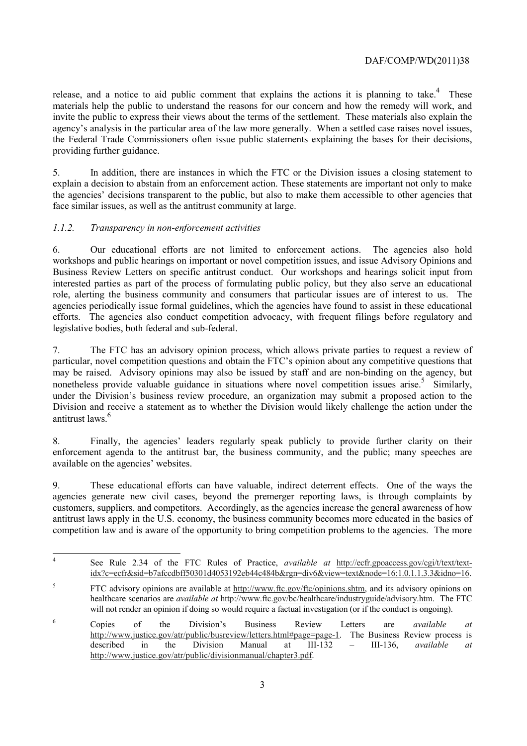release, and a notice to aid public comment that explains the actions it is planning to take.[4] These materials help the public to understand the reasons for our concern and how the remedy will work, and invite the public to express their views about the terms of the settlement. These materials also explain the agency's analysis in the particular area of the law more generally. When a settled case raises novel issues, the Federal Trade Commissioners often issue public statements explaining the bases for their decisions, providing further guidance.

5. In addition, there are instances in which the FTC or the Division issues a closing statement to explain a decision to abstain from an enforcement action. These statements are important not only to make the agencies' decisions transparent to the public, but also to make them accessible to other agencies that face similar issues, as well as the antitrust community at large.

### *1.1.2. Transparency in non-enforcement activities*

6. Our educational efforts are not limited to enforcement actions. The agencies also hold workshops and public hearings on important or novel competition issues, and issue Advisory Opinions and Business Review Letters on specific antitrust conduct. Our workshops and hearings solicit input from interested parties as part of the process of formulating public policy, but they also serve an educational role, alerting the business community and consumers that particular issues are of interest to us. The agencies periodically issue formal guidelines, which the agencies have found to assist in these educational efforts. The agencies also conduct competition advocacy, with frequent filings before regulatory and legislative bodies, both federal and sub-federal.

7. The FTC has an advisory opinion process, which allows private parties to request a review of particular, novel competition questions and obtain the FTC's opinion about any competitive questions that may be raised. Advisory opinions may also be issued by staff and are non-binding on the agency, but nonetheless provide valuable guidance in situations where novel competition issues arise.[5] Similarly, under the Division's business review procedure, an organization may submit a proposed action to the Division and receive a statement as to whether the Division would likely challenge the action under the antitrust laws.[6]

8. Finally, the agencies' leaders regularly speak publicly to provide further clarity on their enforcement agenda to the antitrust bar, the business community, and the public; many speeches are available on the agencies' websites.

9. These educational efforts can have valuable, indirect deterrent effects. One of the ways the agencies generate new civil cases, beyond the premerger reporting laws, is through complaints by customers, suppliers, and competitors. Accordingly, as the agencies increase the general awareness of how antitrust laws apply in the U.S. economy, the business community becomes more educated in the basics of competition law and is aware of the opportunity to bring competition problems to the agencies. The more

---

[4] See Rule 2.34 of the FTC Rules of Practice, *available at* http://ecfr.gpoaccess.gov/cgi/t/text/text-idx?c=ecfr&sid=b7afccdbff50301d4053192eb44c484b&rgn=div6&view=text&node=16:1.0.1.1.3.3&idno=16.

[5] FTC advisory opinions are available at http://www.ftc.gov/ftc/opinions.shtm, and its advisory opinions on healthcare scenarios are *available at* http://www.ftc.gov/bc/healthcare/industryguide/advisory.htm. The FTC will not render an opinion if doing so would require a factual investigation (or if the conduct is ongoing).

[6] Copies of the Division's Business Review Letters are *available at* http://www.justice.gov/atr/public/busreview/letters.html#page=page-1. The Business Review process is described in the Division Manual at III-132 – III-136, *available at* http://www.justice.gov/atr/public/divisionmanual/chapter3.pdf.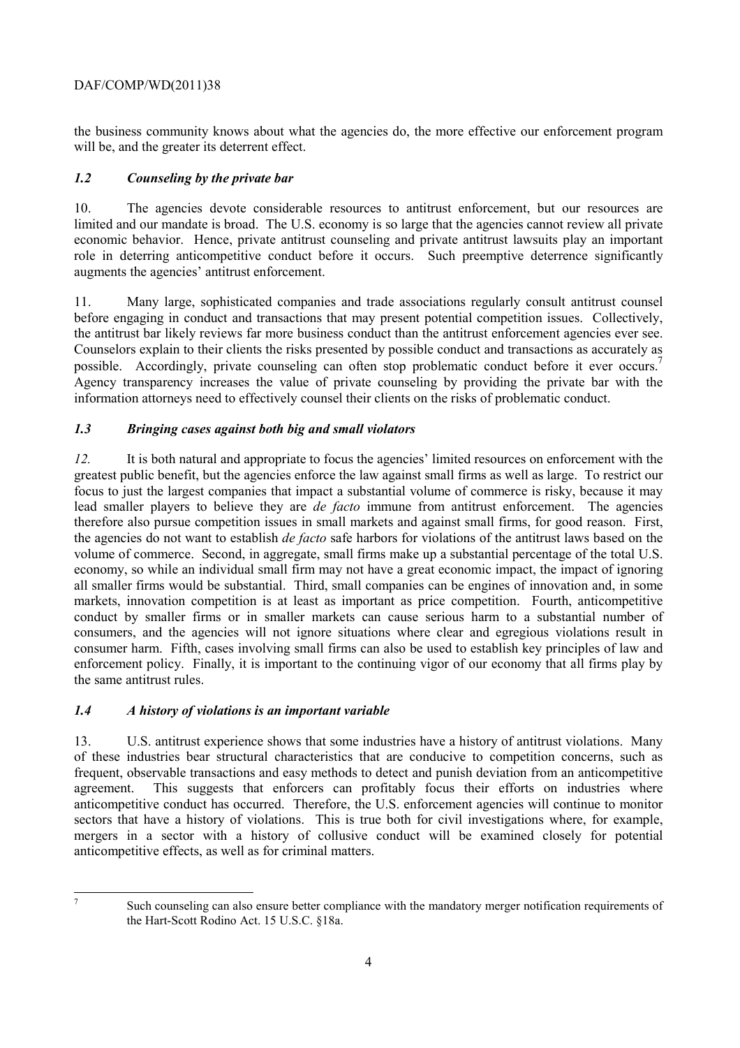the business community knows about what the agencies do, the more effective our enforcement program will be, and the greater its deterrent effect.

### *1.2 Counseling by the private bar*

10. The agencies devote considerable resources to antitrust enforcement, but our resources are limited and our mandate is broad. The U.S. economy is so large that the agencies cannot review all private economic behavior. Hence, private antitrust counseling and private antitrust lawsuits play an important role in deterring anticompetitive conduct before it occurs. Such preemptive deterrence significantly augments the agencies' antitrust enforcement.

11. Many large, sophisticated companies and trade associations regularly consult antitrust counsel before engaging in conduct and transactions that may present potential competition issues. Collectively, the antitrust bar likely reviews far more business conduct than the antitrust enforcement agencies ever see. Counselors explain to their clients the risks presented by possible conduct and transactions as accurately as possible. Accordingly, private counseling can often stop problematic conduct before it ever occurs.[7] Agency transparency increases the value of private counseling by providing the private bar with the information attorneys need to effectively counsel their clients on the risks of problematic conduct.

### *1.3 Bringing cases against both big and small violators*

*12.* It is both natural and appropriate to focus the agencies' limited resources on enforcement with the greatest public benefit, but the agencies enforce the law against small firms as well as large. To restrict our focus to just the largest companies that impact a substantial volume of commerce is risky, because it may lead smaller players to believe they are *de facto* immune from antitrust enforcement. The agencies therefore also pursue competition issues in small markets and against small firms, for good reason. First, the agencies do not want to establish *de facto* safe harbors for violations of the antitrust laws based on the volume of commerce. Second, in aggregate, small firms make up a substantial percentage of the total U.S. economy, so while an individual small firm may not have a great economic impact, the impact of ignoring all smaller firms would be substantial. Third, small companies can be engines of innovation and, in some markets, innovation competition is at least as important as price competition. Fourth, anticompetitive conduct by smaller firms or in smaller markets can cause serious harm to a substantial number of consumers, and the agencies will not ignore situations where clear and egregious violations result in consumer harm. Fifth, cases involving small firms can also be used to establish key principles of law and enforcement policy. Finally, it is important to the continuing vigor of our economy that all firms play by the same antitrust rules.

### *1.4 A history of violations is an important variable*

13. U.S. antitrust experience shows that some industries have a history of antitrust violations. Many of these industries bear structural characteristics that are conducive to competition concerns, such as frequent, observable transactions and easy methods to detect and punish deviation from an anticompetitive agreement. This suggests that enforcers can profitably focus their efforts on industries where anticompetitive conduct has occurred. Therefore, the U.S. enforcement agencies will continue to monitor sectors that have a history of violations. This is true both for civil investigations where, for example, mergers in a sector with a history of collusive conduct will be examined closely for potential anticompetitive effects, as well as for criminal matters.

---

[7] Such counseling can also ensure better compliance with the mandatory merger notification requirements of the Hart-Scott Rodino Act. 15 U.S.C. §18a.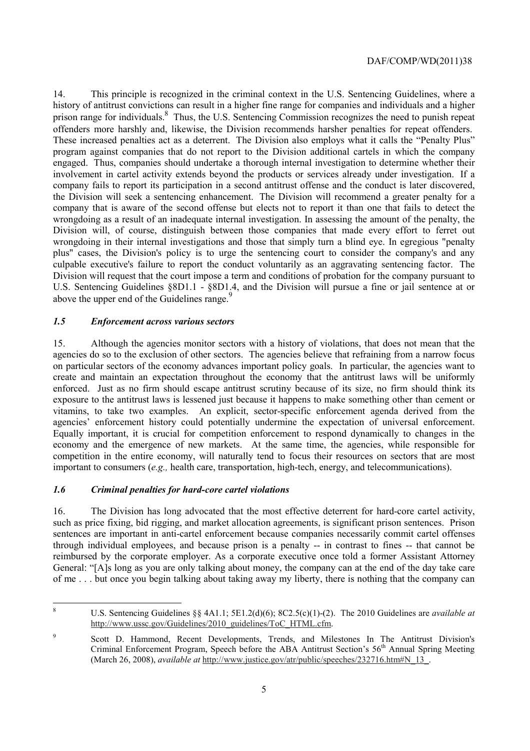14. This principle is recognized in the criminal context in the U.S. Sentencing Guidelines, where a history of antitrust convictions can result in a higher fine range for companies and individuals and a higher prison range for individuals.[8] Thus, the U.S. Sentencing Commission recognizes the need to punish repeat offenders more harshly and, likewise, the Division recommends harsher penalties for repeat offenders. These increased penalties act as a deterrent. The Division also employs what it calls the "Penalty Plus" program against companies that do not report to the Division additional cartels in which the company engaged. Thus, companies should undertake a thorough internal investigation to determine whether their involvement in cartel activity extends beyond the products or services already under investigation. If a company fails to report its participation in a second antitrust offense and the conduct is later discovered, the Division will seek a sentencing enhancement. The Division will recommend a greater penalty for a company that is aware of the second offense but elects not to report it than one that fails to detect the wrongdoing as a result of an inadequate internal investigation. In assessing the amount of the penalty, the Division will, of course, distinguish between those companies that made every effort to ferret out wrongdoing in their internal investigations and those that simply turn a blind eye. In egregious "penalty plus" cases, the Division's policy is to urge the sentencing court to consider the company's and any culpable executive's failure to report the conduct voluntarily as an aggravating sentencing factor. The Division will request that the court impose a term and conditions of probation for the company pursuant to U.S. Sentencing Guidelines §8D1.1 - §8D1.4, and the Division will pursue a fine or jail sentence at or above the upper end of the Guidelines range.[9]

### *1.5 Enforcement across various sectors*

15. Although the agencies monitor sectors with a history of violations, that does not mean that the agencies do so to the exclusion of other sectors. The agencies believe that refraining from a narrow focus on particular sectors of the economy advances important policy goals. In particular, the agencies want to create and maintain an expectation throughout the economy that the antitrust laws will be uniformly enforced. Just as no firm should escape antitrust scrutiny because of its size, no firm should think its exposure to the antitrust laws is lessened just because it happens to make something other than cement or vitamins, to take two examples. An explicit, sector-specific enforcement agenda derived from the agencies' enforcement history could potentially undermine the expectation of universal enforcement. Equally important, it is crucial for competition enforcement to respond dynamically to changes in the economy and the emergence of new markets. At the same time, the agencies, while responsible for competition in the entire economy, will naturally tend to focus their resources on sectors that are most important to consumers (*e.g.,* health care, transportation, high-tech, energy, and telecommunications).

### *1.6 Criminal penalties for hard-core cartel violations*

16. The Division has long advocated that the most effective deterrent for hard-core cartel activity, such as price fixing, bid rigging, and market allocation agreements, is significant prison sentences. Prison sentences are important in anti-cartel enforcement because companies necessarily commit cartel offenses through individual employees, and because prison is a penalty -- in contrast to fines -- that cannot be reimbursed by the corporate employer. As a corporate executive once told a former Assistant Attorney General: "[A]s long as you are only talking about money, the company can at the end of the day take care of me . . . but once you begin talking about taking away my liberty, there is nothing that the company can

---

[8] U.S. Sentencing Guidelines §§ 4A1.1; 5E1.2(d)(6); 8C2.5(c)(1)-(2). The 2010 Guidelines are *available at* http://www.ussc.gov/Guidelines/2010_guidelines/ToC_HTML.cfm.

[9] Scott D. Hammond, Recent Developments, Trends, and Milestones In The Antitrust Division's Criminal Enforcement Program, Speech before the ABA Antitrust Section's 56th Annual Spring Meeting (March 26, 2008), *available at* http://www.justice.gov/atr/public/speeches/232716.htm#N_13_.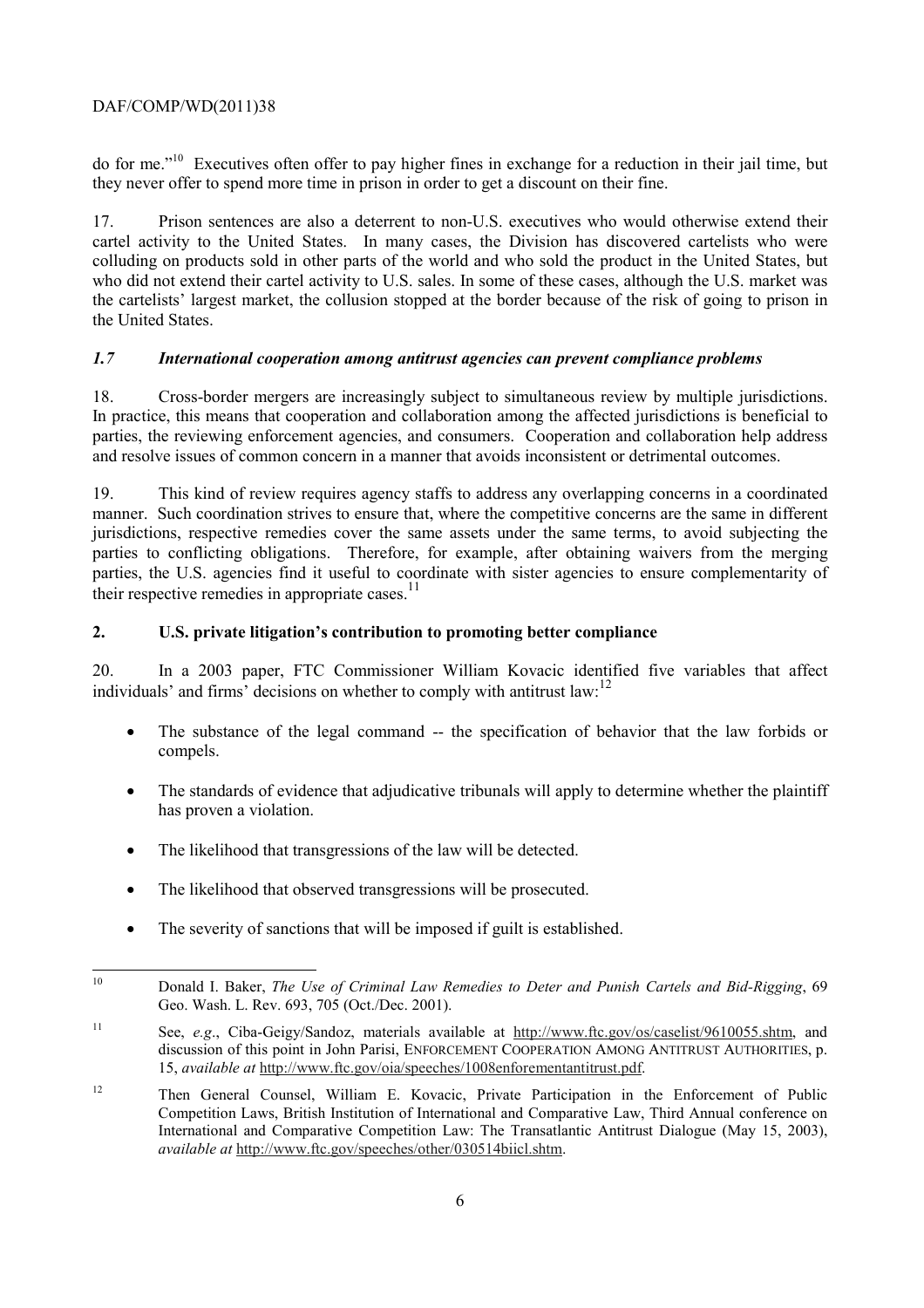do for me."[10] Executives often offer to pay higher fines in exchange for a reduction in their jail time, but they never offer to spend more time in prison in order to get a discount on their fine.

17. Prison sentences are also a deterrent to non-U.S. executives who would otherwise extend their cartel activity to the United States. In many cases, the Division has discovered cartelists who were colluding on products sold in other parts of the world and who sold the product in the United States, but who did not extend their cartel activity to U.S. sales. In some of these cases, although the U.S. market was the cartelists' largest market, the collusion stopped at the border because of the risk of going to prison in the United States.

### *1.7 International cooperation among antitrust agencies can prevent compliance problems*

18. Cross-border mergers are increasingly subject to simultaneous review by multiple jurisdictions. In practice, this means that cooperation and collaboration among the affected jurisdictions is beneficial to parties, the reviewing enforcement agencies, and consumers. Cooperation and collaboration help address and resolve issues of common concern in a manner that avoids inconsistent or detrimental outcomes.

19. This kind of review requires agency staffs to address any overlapping concerns in a coordinated manner. Such coordination strives to ensure that, where the competitive concerns are the same in different jurisdictions, respective remedies cover the same assets under the same terms, to avoid subjecting the parties to conflicting obligations. Therefore, for example, after obtaining waivers from the merging parties, the U.S. agencies find it useful to coordinate with sister agencies to ensure complementarity of their respective remedies in appropriate cases.[11]

## 2. U.S. private litigation's contribution to promoting better compliance

20. In a 2003 paper, FTC Commissioner William Kovacic identified five variables that affect individuals' and firms' decisions on whether to comply with antitrust law:[12]

- The substance of the legal command -- the specification of behavior that the law forbids or compels.
- The standards of evidence that adjudicative tribunals will apply to determine whether the plaintiff has proven a violation.
- The likelihood that transgressions of the law will be detected.
- The likelihood that observed transgressions will be prosecuted.
- The severity of sanctions that will be imposed if guilt is established.

---

[10] Donald I. Baker, *The Use of Criminal Law Remedies to Deter and Punish Cartels and Bid-Rigging*, 69 Geo. Wash. L. Rev. 693, 705 (Oct./Dec. 2001).

[11] See, *e.g*., Ciba-Geigy/Sandoz, materials available at http://www.ftc.gov/os/caselist/9610055.shtm, and discussion of this point in John Parisi, ENFORCEMENT COOPERATION AMONG ANTITRUST AUTHORITIES, p. 15, *available at* http://www.ftc.gov/oia/speeches/1008enforementantitrust.pdf.

[12] Then General Counsel, William E. Kovacic, Private Participation in the Enforcement of Public Competition Laws, British Institution of International and Comparative Law, Third Annual conference on International and Comparative Competition Law: The Transatlantic Antitrust Dialogue (May 15, 2003), *available at* http://www.ftc.gov/speeches/other/030514biicl.shtm.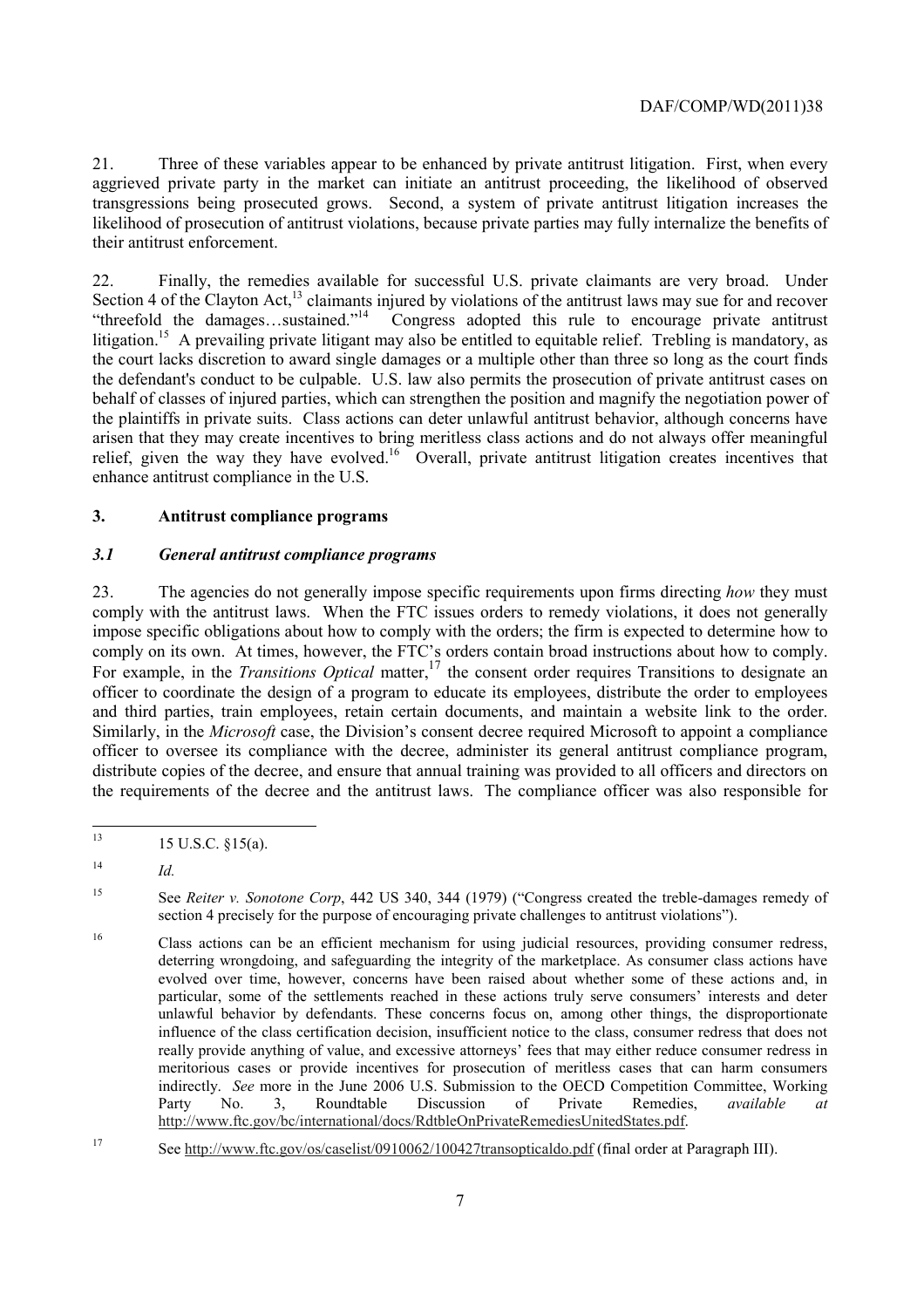21. Three of these variables appear to be enhanced by private antitrust litigation. First, when every aggrieved private party in the market can initiate an antitrust proceeding, the likelihood of observed transgressions being prosecuted grows. Second, a system of private antitrust litigation increases the likelihood of prosecution of antitrust violations, because private parties may fully internalize the benefits of their antitrust enforcement.

22. Finally, the remedies available for successful U.S. private claimants are very broad. Under Section 4 of the Clayton Act,[13] claimants injured by violations of the antitrust laws may sue for and recover "threefold the damages…sustained."[14] Congress adopted this rule to encourage private antitrust litigation.[15] A prevailing private litigant may also be entitled to equitable relief. Trebling is mandatory, as the court lacks discretion to award single damages or a multiple other than three so long as the court finds the defendant's conduct to be culpable. U.S. law also permits the prosecution of private antitrust cases on behalf of classes of injured parties, which can strengthen the position and magnify the negotiation power of the plaintiffs in private suits. Class actions can deter unlawful antitrust behavior, although concerns have arisen that they may create incentives to bring meritless class actions and do not always offer meaningful relief, given the way they have evolved.[16] Overall, private antitrust litigation creates incentives that enhance antitrust compliance in the U.S.

## 3. Antitrust compliance programs

### *3.1 General antitrust compliance programs*

23. The agencies do not generally impose specific requirements upon firms directing *how* they must comply with the antitrust laws. When the FTC issues orders to remedy violations, it does not generally impose specific obligations about how to comply with the orders; the firm is expected to determine how to comply on its own. At times, however, the FTC's orders contain broad instructions about how to comply. For example, in the *Transitions Optical* matter,[17] the consent order requires Transitions to designate an officer to coordinate the design of a program to educate its employees, distribute the order to employees and third parties, train employees, retain certain documents, and maintain a website link to the order. Similarly, in the *Microsoft* case, the Division's consent decree required Microsoft to appoint a compliance officer to oversee its compliance with the decree, administer its general antitrust compliance program, distribute copies of the decree, and ensure that annual training was provided to all officers and directors on the requirements of the decree and the antitrust laws. The compliance officer was also responsible for

---

[13] 15 U.S.C. §15(a).

[14] *Id.*

[15] See *Reiter v. Sonotone Corp*, 442 US 340, 344 (1979) ("Congress created the treble-damages remedy of section 4 precisely for the purpose of encouraging private challenges to antitrust violations").

[16] Class actions can be an efficient mechanism for using judicial resources, providing consumer redress, deterring wrongdoing, and safeguarding the integrity of the marketplace. As consumer class actions have evolved over time, however, concerns have been raised about whether some of these actions and, in particular, some of the settlements reached in these actions truly serve consumers' interests and deter unlawful behavior by defendants. These concerns focus on, among other things, the disproportionate influence of the class certification decision, insufficient notice to the class, consumer redress that does not really provide anything of value, and excessive attorneys' fees that may either reduce consumer redress in meritorious cases or provide incentives for prosecution of meritless cases that can harm consumers indirectly. *See* more in the June 2006 U.S. Submission to the OECD Competition Committee, Working Party No. 3, Roundtable Discussion of Private Remedies, *available at* http://www.ftc.gov/bc/international/docs/RdtbleOnPrivateRemediesUnitedStates.pdf.

[17] See http://www.ftc.gov/os/caselist/0910062/100427transopticaldo.pdf (final order at Paragraph III).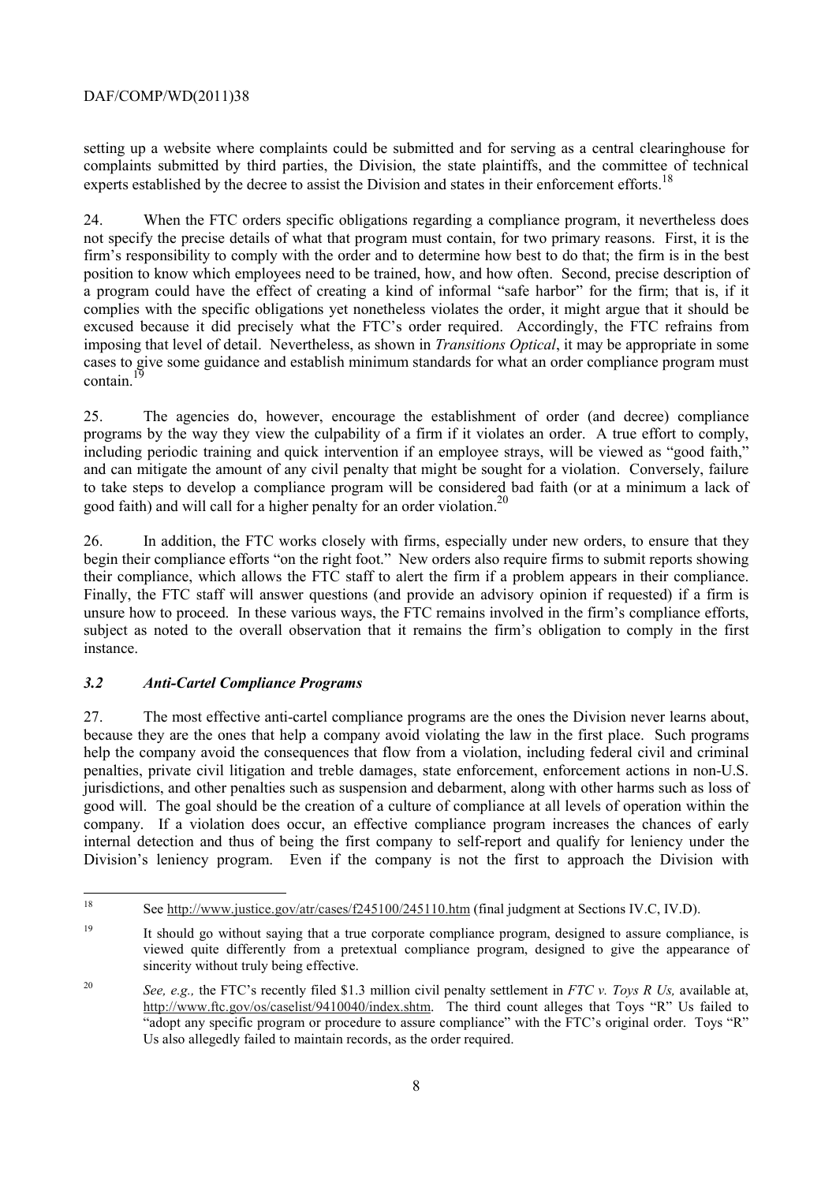setting up a website where complaints could be submitted and for serving as a central clearinghouse for complaints submitted by third parties, the Division, the state plaintiffs, and the committee of technical experts established by the decree to assist the Division and states in their enforcement efforts.[18]

24. When the FTC orders specific obligations regarding a compliance program, it nevertheless does not specify the precise details of what that program must contain, for two primary reasons. First, it is the firm's responsibility to comply with the order and to determine how best to do that; the firm is in the best position to know which employees need to be trained, how, and how often. Second, precise description of a program could have the effect of creating a kind of informal "safe harbor" for the firm; that is, if it complies with the specific obligations yet nonetheless violates the order, it might argue that it should be excused because it did precisely what the FTC's order required. Accordingly, the FTC refrains from imposing that level of detail. Nevertheless, as shown in *Transitions Optical*, it may be appropriate in some cases to give some guidance and establish minimum standards for what an order compliance program must contain.[19]

25. The agencies do, however, encourage the establishment of order (and decree) compliance programs by the way they view the culpability of a firm if it violates an order. A true effort to comply, including periodic training and quick intervention if an employee strays, will be viewed as "good faith," and can mitigate the amount of any civil penalty that might be sought for a violation. Conversely, failure to take steps to develop a compliance program will be considered bad faith (or at a minimum a lack of good faith) and will call for a higher penalty for an order violation.[20]

26. In addition, the FTC works closely with firms, especially under new orders, to ensure that they begin their compliance efforts "on the right foot." New orders also require firms to submit reports showing their compliance, which allows the FTC staff to alert the firm if a problem appears in their compliance. Finally, the FTC staff will answer questions (and provide an advisory opinion if requested) if a firm is unsure how to proceed. In these various ways, the FTC remains involved in the firm's compliance efforts, subject as noted to the overall observation that it remains the firm's obligation to comply in the first instance.

### *3.2 Anti-Cartel Compliance Programs*

27. The most effective anti-cartel compliance programs are the ones the Division never learns about, because they are the ones that help a company avoid violating the law in the first place. Such programs help the company avoid the consequences that flow from a violation, including federal civil and criminal penalties, private civil litigation and treble damages, state enforcement, enforcement actions in non-U.S. jurisdictions, and other penalties such as suspension and debarment, along with other harms such as loss of good will. The goal should be the creation of a culture of compliance at all levels of operation within the company. If a violation does occur, an effective compliance program increases the chances of early internal detection and thus of being the first company to self-report and qualify for leniency under the Division's leniency program. Even if the company is not the first to approach the Division with

---

[18] See http://www.justice.gov/atr/cases/f245100/245110.htm (final judgment at Sections IV.C, IV.D).

[19] It should go without saying that a true corporate compliance program, designed to assure compliance, is viewed quite differently from a pretextual compliance program, designed to give the appearance of sincerity without truly being effective.

[20] *See, e.g.,* the FTC's recently filed $1.3 million civil penalty settlement in *FTC v. Toys R Us,* available at, http://www.ftc.gov/os/caselist/9410040/index.shtm. The third count alleges that Toys "R" Us failed to "adopt any specific program or procedure to assure compliance" with the FTC's original order. Toys "R" Us also allegedly failed to maintain records, as the order required.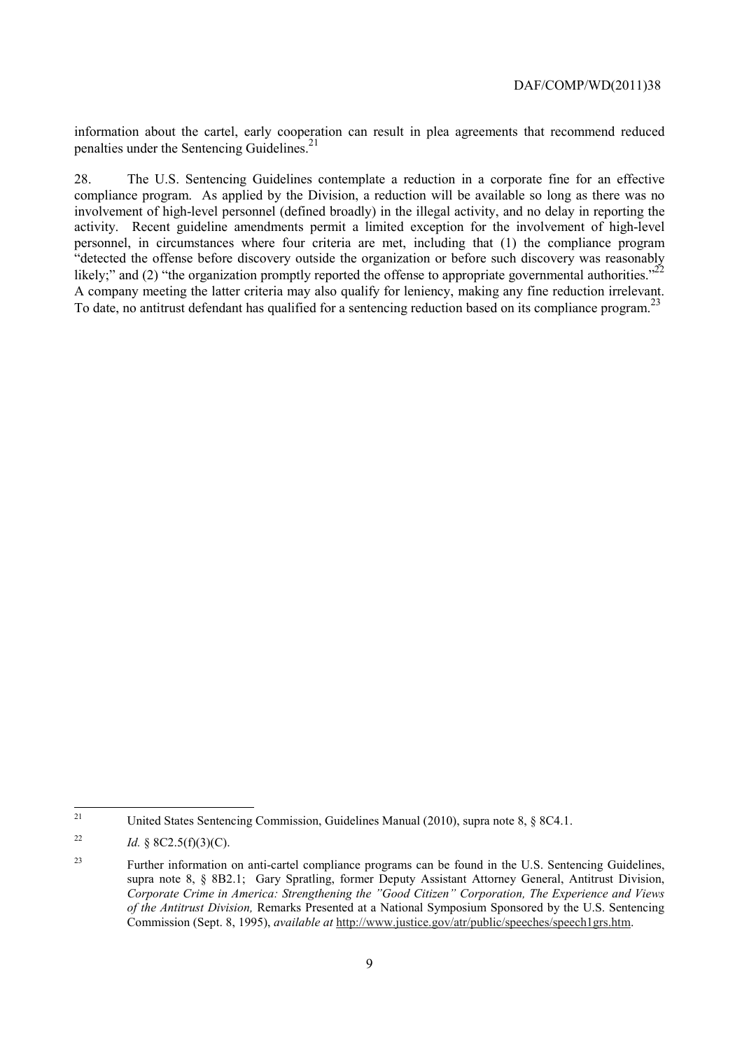information about the cartel, early cooperation can result in plea agreements that recommend reduced penalties under the Sentencing Guidelines.[21]

28. The U.S. Sentencing Guidelines contemplate a reduction in a corporate fine for an effective compliance program. As applied by the Division, a reduction will be available so long as there was no involvement of high-level personnel (defined broadly) in the illegal activity, and no delay in reporting the activity. Recent guideline amendments permit a limited exception for the involvement of high-level personnel, in circumstances where four criteria are met, including that (1) the compliance program "detected the offense before discovery outside the organization or before such discovery was reasonably likely;" and (2) "the organization promptly reported the offense to appropriate governmental authorities."[22] A company meeting the latter criteria may also qualify for leniency, making any fine reduction irrelevant. To date, no antitrust defendant has qualified for a sentencing reduction based on its compliance program.[23]

---

[21] United States Sentencing Commission, Guidelines Manual (2010), supra note 8, § 8C4.1.

[22] *Id.* § 8C2.5(f)(3)(C).

[23] Further information on anti-cartel compliance programs can be found in the U.S. Sentencing Guidelines, supra note 8, § 8B2.1; Gary Spratling, former Deputy Assistant Attorney General, Antitrust Division, *Corporate Crime in America: Strengthening the "Good Citizen" Corporation, The Experience and Views of the Antitrust Division,* Remarks Presented at a National Symposium Sponsored by the U.S. Sentencing Commission (Sept. 8, 1995), *available at* http://www.justice.gov/atr/public/speeches/speech1grs.htm.